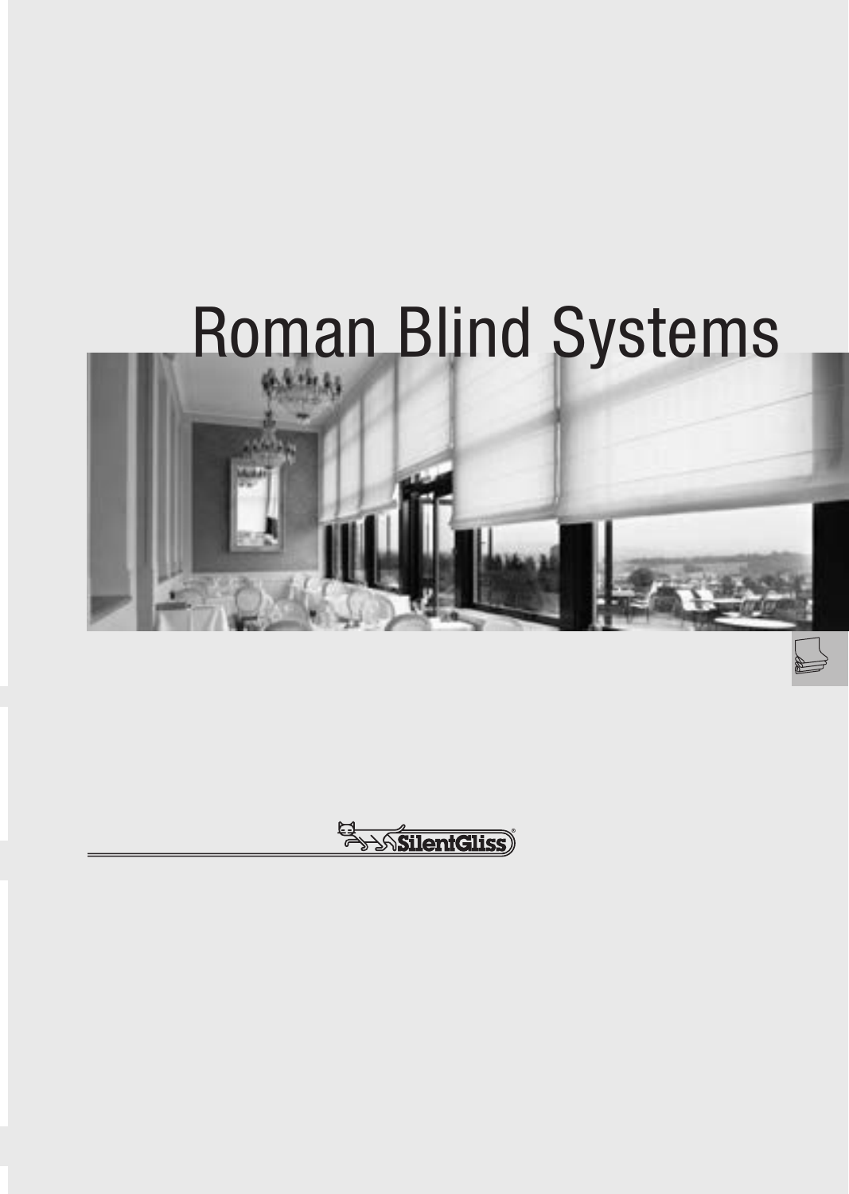# Roman Blind Systems

SilentGliss®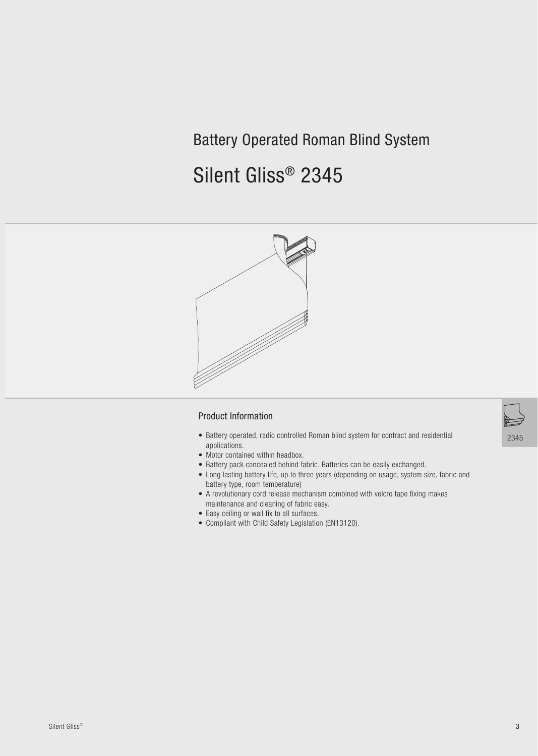## Battery Operated Roman Blind System

# Silent Gliss® 2345

### Product Information

- Battery operated, radio controlled Roman blind system for contract and residential applications.
- Motor contained within headbox.
- Battery pack concealed behind fabric. Batteries can be easily exchanged.
- Long lasting battery life, up to three years (depending on usage, system size, fabric and battery type, room temperature)
- A revolutionary cord release mechanism combined with velcro tape fixing makes maintenance and cleaning of fabric easy.
- Easy ceiling or wall fix to all surfaces.
- Compliant with Child Safety Legislation (EN13120).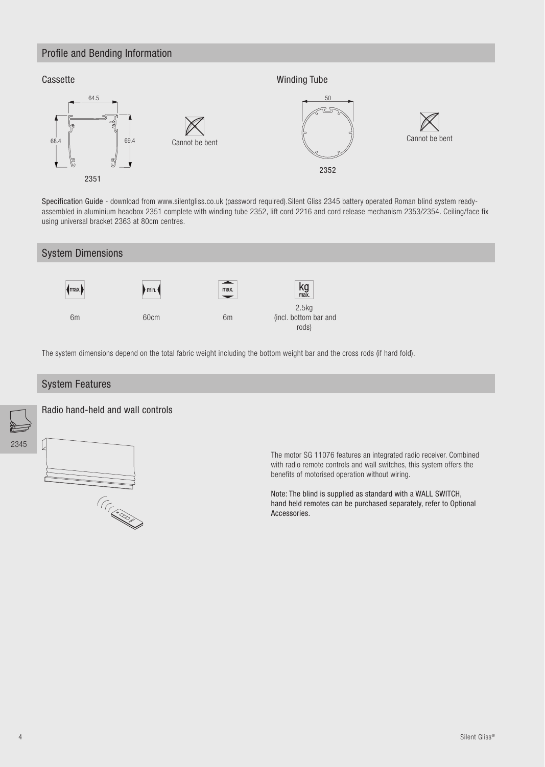## Profile and Bending Information

### Cassette

64.5

68.4

69.4

2351

Cannot be bent

### Winding Tube

50

2352

Cannot be bent

**Specification Guide** - download from www.silentgliss.co.uk (password required).Silent Gliss 2345 battery operated Roman blind system ready-assembled in aluminium headbox 2351 complete with winding tube 2352, lift cord 2216 and cord release mechanism 2353/2354. Ceiling/face fix using universal bracket 2363 at 80cm centres.

## System Dimensions

| max. | min. | max. | kg max. |
| --- | --- | --- | --- |
| 6m | 60cm | 6m | 2.5kg (incl. bottom bar and rods) |

The system dimensions depend on the total fabric weight including the bottom weight bar and the cross rods (if hard fold).

## System Features

2345

### Radio hand-held and wall controls

The motor SG 11076 features an integrated radio receiver. Combined with radio remote controls and wall switches, this system offers the benefits of motorised operation without wiring.

Note: The blind is supplied as standard with a WALL SWITCH, hand held remotes can be purchased separately, refer to Optional Accessories.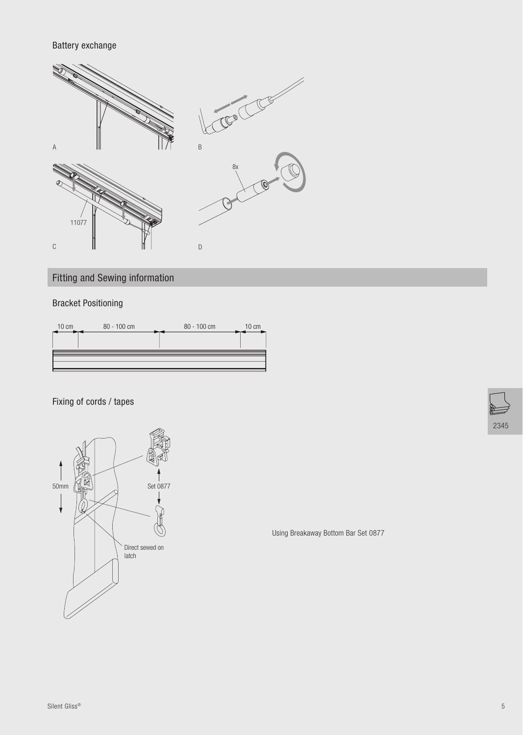### Battery exchange

A

B

C

11077

D

8x

## Fitting and Sewing information

### Bracket Positioning

10 cm — 80 - 100 cm — 80 - 100 cm — 10 cm

### Fixing of cords / tapes

50mm

Set 0877

Direct sewed on latch

Using Breakaway Bottom Bar Set 0877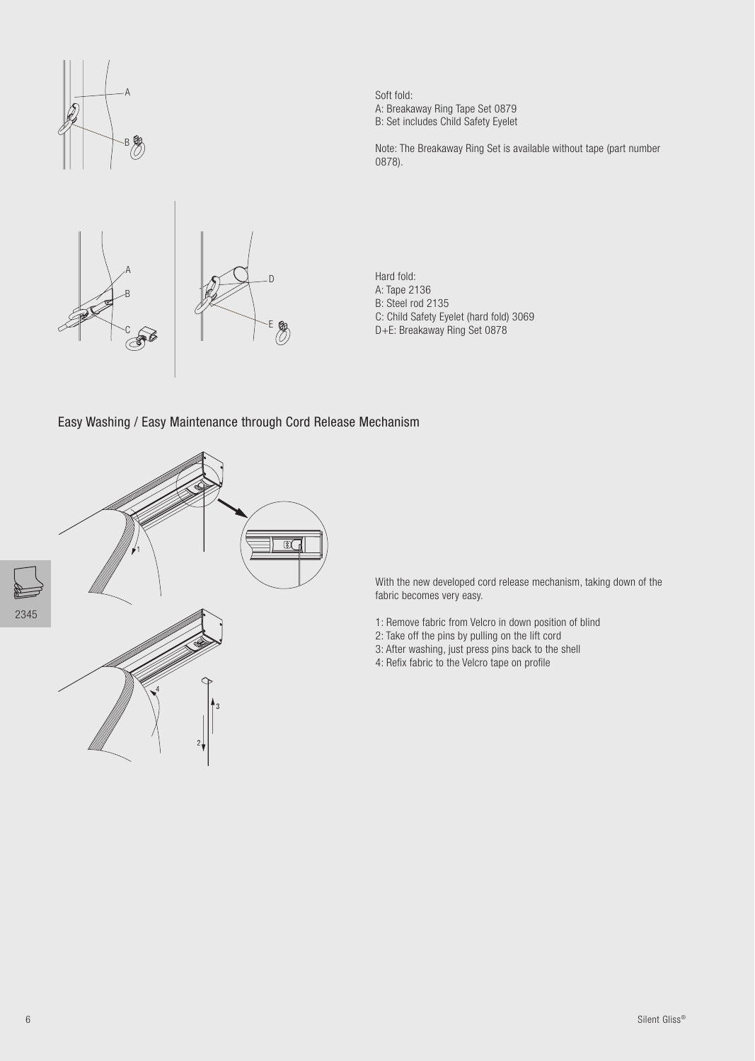Soft fold:
A: Breakaway Ring Tape Set 0879
B: Set includes Child Safety Eyelet

Note: The Breakaway Ring Set is available without tape (part number 0878).

Hard fold:
A: Tape 2136
B: Steel rod 2135
C: Child Safety Eyelet (hard fold) 3069
D+E: Breakaway Ring Set 0878

## Easy Washing / Easy Maintenance through Cord Release Mechanism

With the new developed cord release mechanism, taking down of the fabric becomes very easy.

1: Remove fabric from Velcro in down position of blind
2: Take off the pins by pulling on the lift cord
3: After washing, just press pins back to the shell
4: Refix fabric to the Velcro tape on profile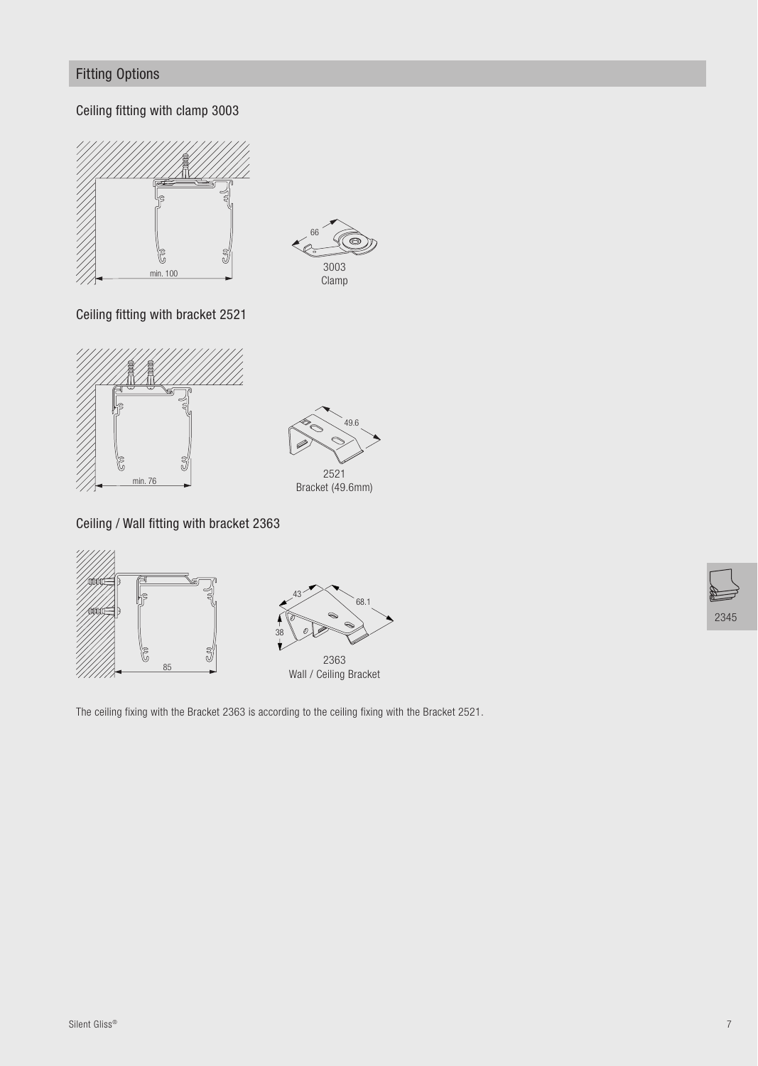## Fitting Options

### Ceiling fitting with clamp 3003

min. 100

66

3003
Clamp

### Ceiling fitting with bracket 2521

min. 76

49.6

2521
Bracket (49.6mm)

### Ceiling / Wall fitting with bracket 2363

85

43

68.1

38

2363
Wall / Ceiling Bracket

The ceiling fixing with the Bracket 2363 is according to the ceiling fixing with the Bracket 2521.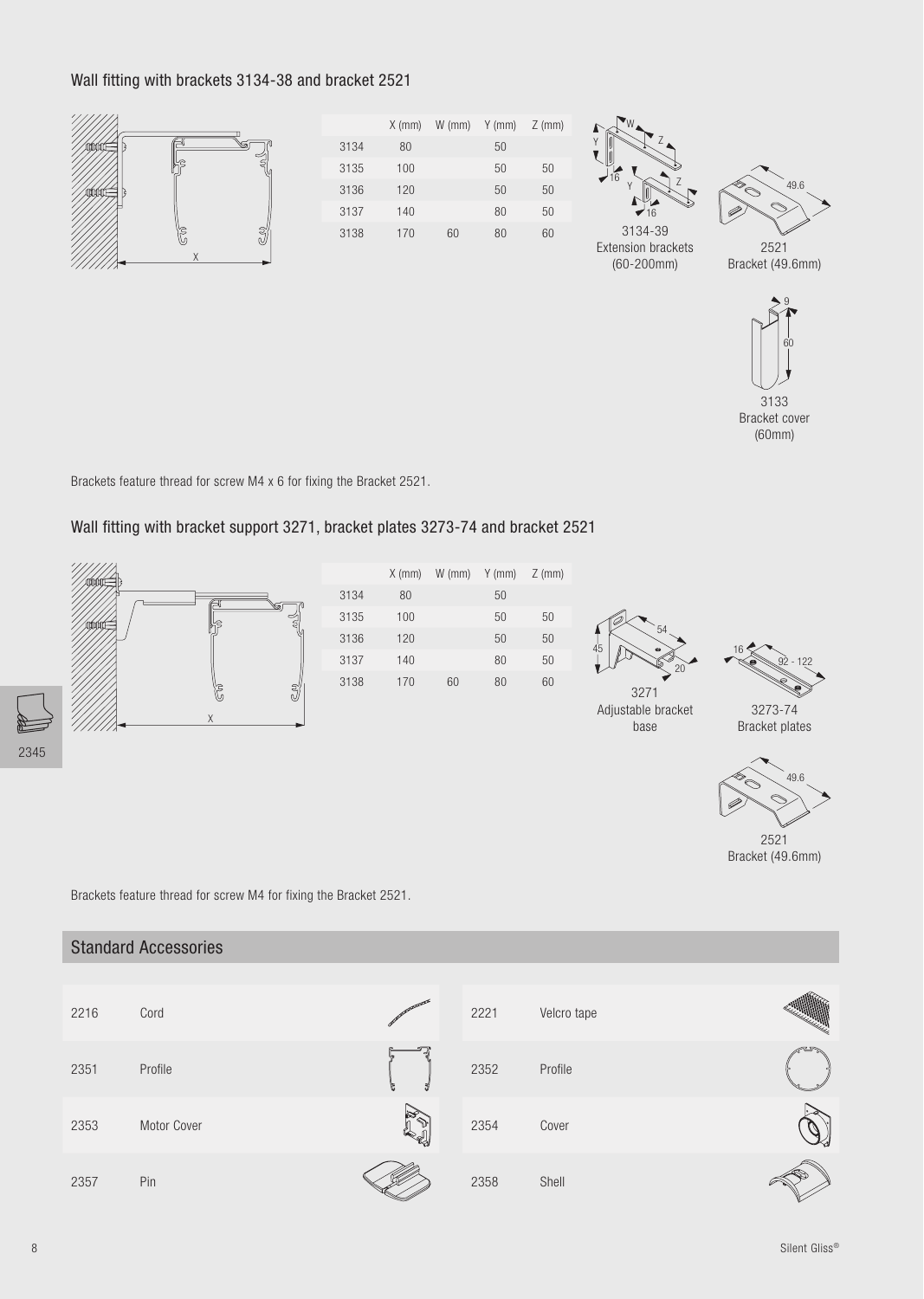## Wall fitting with brackets 3134-38 and bracket 2521

|  | X (mm) | W (mm) | Y (mm) | Z (mm) |
|---|---|---|---|---|
| 3134 | 80 |  | 50 |  |
| 3135 | 100 |  | 50 | 50 |
| 3136 | 120 |  | 50 | 50 |
| 3137 | 140 |  | 80 | 50 |
| 3138 | 170 | 60 | 80 | 60 |

3134-39
Extension brackets
(60-200mm)

2521
Bracket (49.6mm)

3133
Bracket cover
(60mm)

Brackets feature thread for screw M4 x 6 for fixing the Bracket 2521.

## Wall fitting with bracket support 3271, bracket plates 3273-74 and bracket 2521

|  | X (mm) | W (mm) | Y (mm) | Z (mm) |
|---|---|---|---|---|
| 3134 | 80 |  | 50 |  |
| 3135 | 100 |  | 50 | 50 |
| 3136 | 120 |  | 50 | 50 |
| 3137 | 140 |  | 80 | 50 |
| 3138 | 170 | 60 | 80 | 60 |

3271
Adjustable bracket
base

3273-74
Bracket plates

2521
Bracket (49.6mm)

Brackets feature thread for screw M4 for fixing the Bracket 2521.

## Standard Accessories

| | |
|---|---|
| 2216 | Cord |
| 2351 | Profile |
| 2353 | Motor Cover |
| 2357 | Pin |
| 2221 | Velcro tape |
| 2352 | Profile |
| 2354 | Cover |
| 2358 | Shell |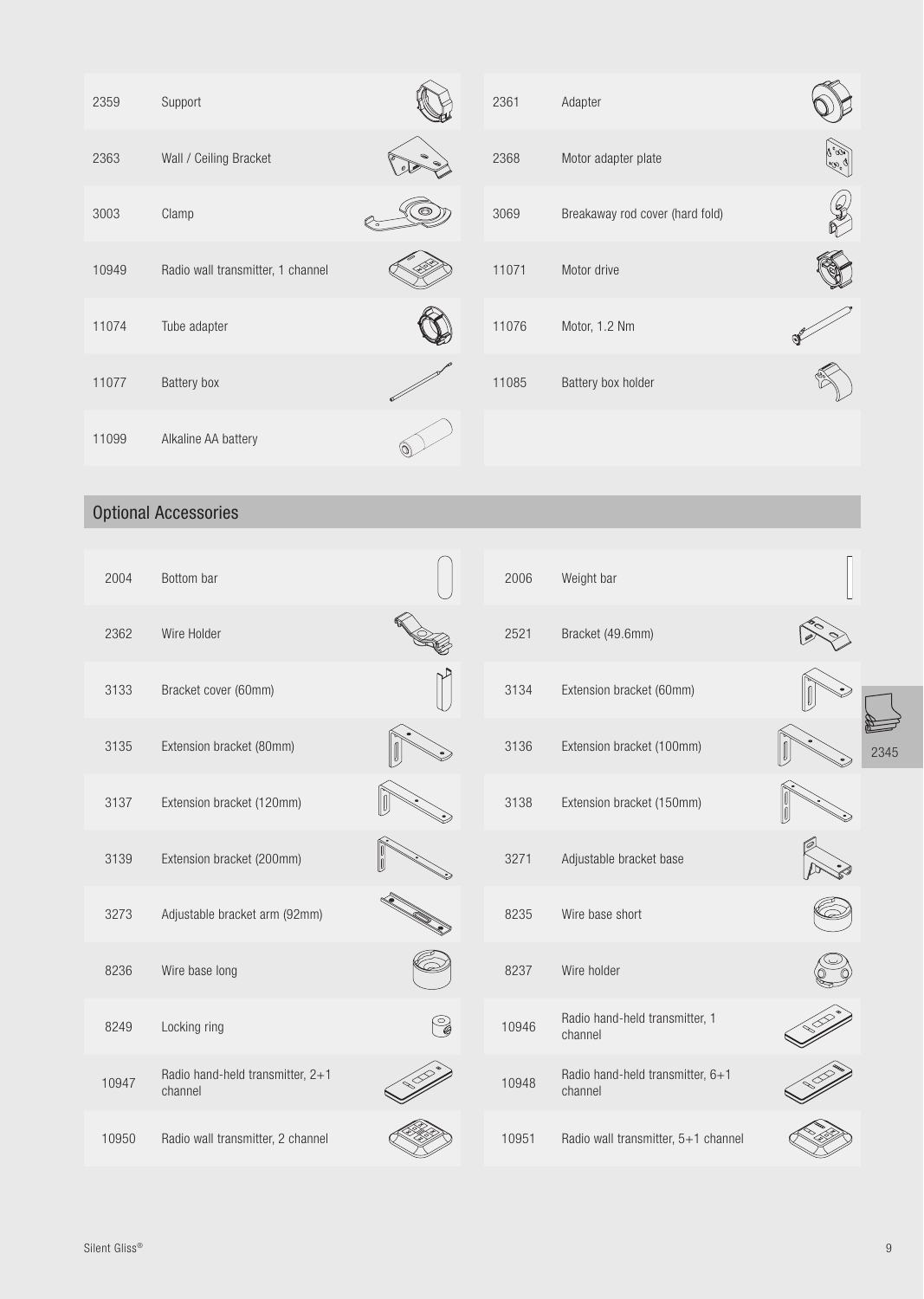| | | | |
|---|---|---|---|
| 2359 | Support | 2361 | Adapter |
| 2363 | Wall / Ceiling Bracket | 2368 | Motor adapter plate |
| 3003 | Clamp | 3069 | Breakaway rod cover (hard fold) |
| 10949 | Radio wall transmitter, 1 channel | 11071 | Motor drive |
| 11074 | Tube adapter | 11076 | Motor, 1.2 Nm |
| 11077 | Battery box | 11085 | Battery box holder |
| 11099 | Alkaline AA battery | | |

## Optional Accessories

| | | | |
|---|---|---|---|
| 2004 | Bottom bar | 2006 | Weight bar |
| 2362 | Wire Holder | 2521 | Bracket (49.6mm) |
| 3133 | Bracket cover (60mm) | 3134 | Extension bracket (60mm) |
| 3135 | Extension bracket (80mm) | 3136 | Extension bracket (100mm) |
| 3137 | Extension bracket (120mm) | 3138 | Extension bracket (150mm) |
| 3139 | Extension bracket (200mm) | 3271 | Adjustable bracket base |
| 3273 | Adjustable bracket arm (92mm) | 8235 | Wire base short |
| 8236 | Wire base long | 8237 | Wire holder |
| 8249 | Locking ring | 10946 | Radio hand-held transmitter, 1 channel |
| 10947 | Radio hand-held transmitter, 2+1 channel | 10948 | Radio hand-held transmitter, 6+1 channel |
| 10950 | Radio wall transmitter, 2 channel | 10951 | Radio wall transmitter, 5+1 channel |

2345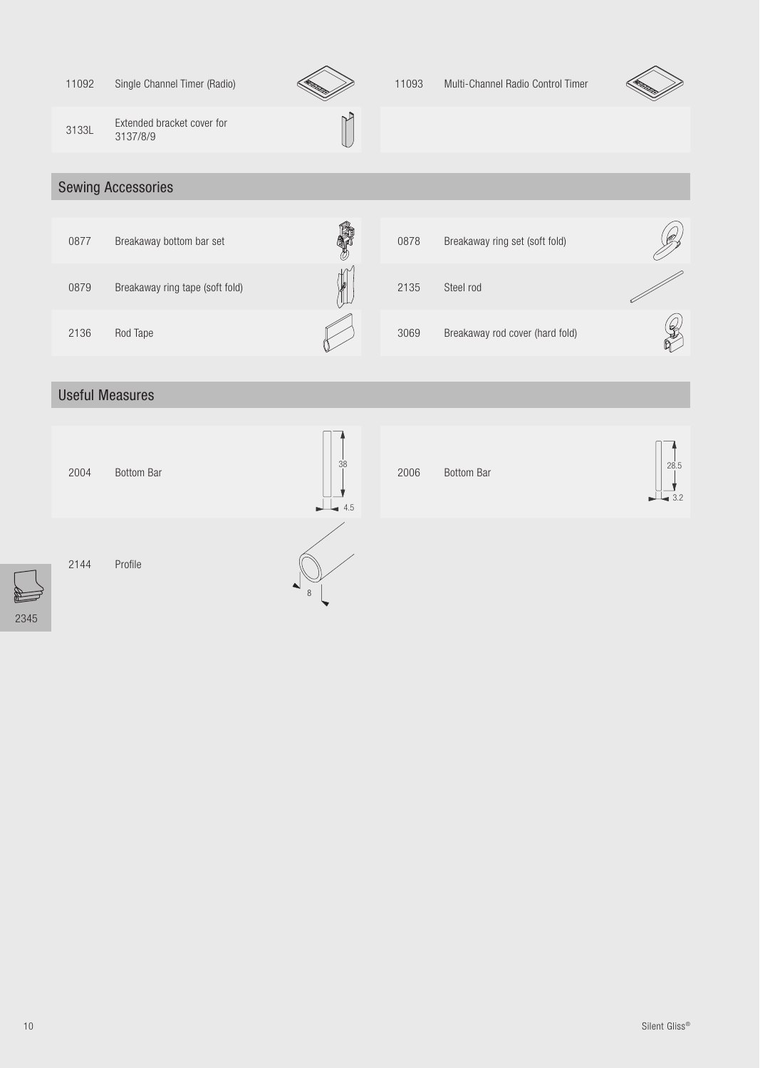| | | | |
|---|---|---|---|
| 11092 | Single Channel Timer (Radio) | 11093 | Multi-Channel Radio Control Timer |
| 3133L | Extended bracket cover for 3137/8/9 | | |

## Sewing Accessories

| | | | |
|---|---|---|---|
| 0877 | Breakaway bottom bar set | 0878 | Breakaway ring set (soft fold) |
| 0879 | Breakaway ring tape (soft fold) | 2135 | Steel rod |
| 2136 | Rod Tape | 3069 | Breakaway rod cover (hard fold) |

## Useful Measures

| | | | | | |
|---|---|---|---|---|---|
| 2004 | Bottom Bar | 38 × 4.5 | 2006 | Bottom Bar | 28.5 × 3.2 |
| 2144 | Profile | 8 | | | |

2345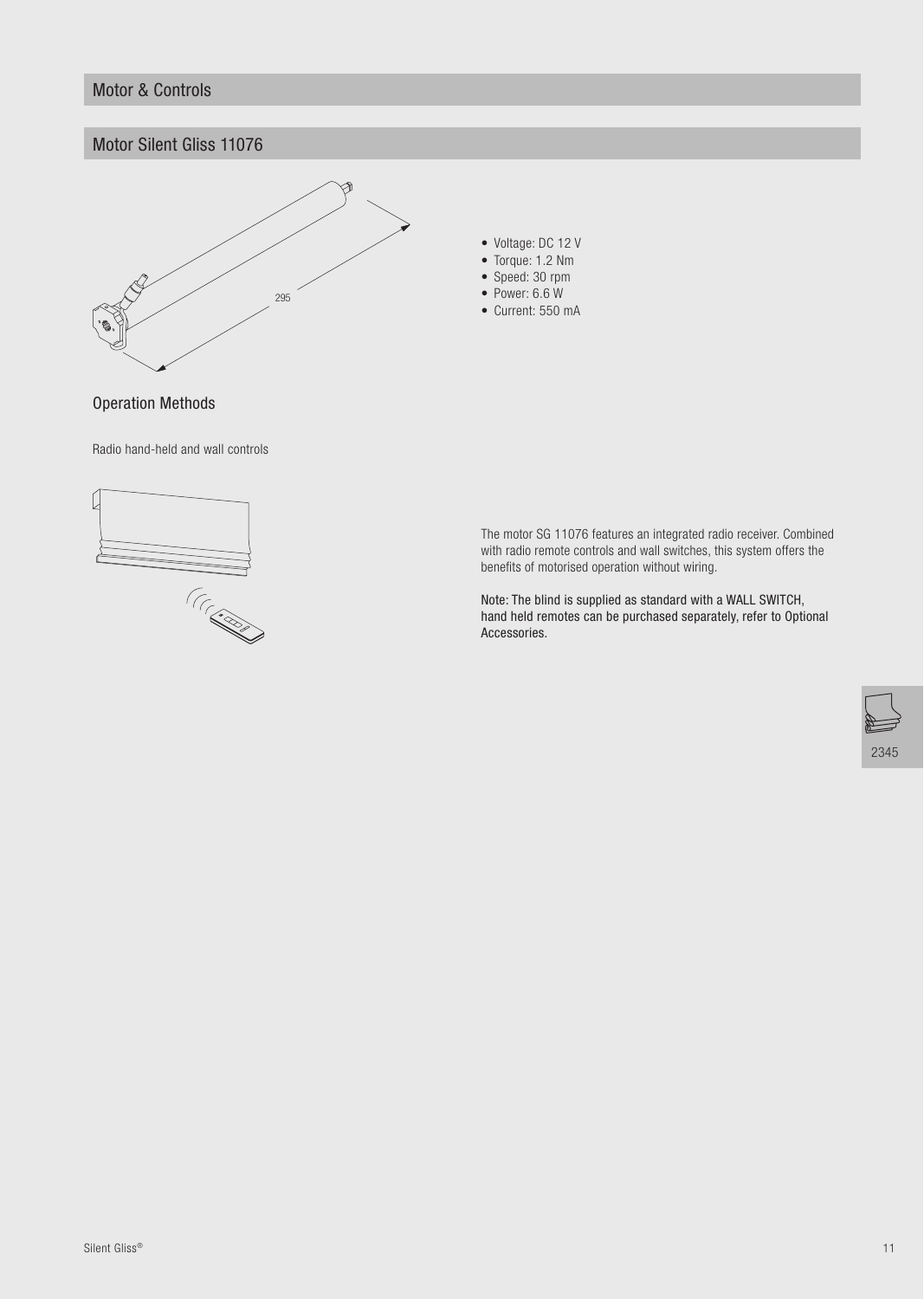## Motor & Controls

## Motor Silent Gliss 11076

295

- Voltage: DC 12 V
- Torque: 1.2 Nm
- Speed: 30 rpm
- Power: 6.6 W
- Current: 550 mA

### Operation Methods

Radio hand-held and wall controls

The motor SG 11076 features an integrated radio receiver. Combined with radio remote controls and wall switches, this system offers the benefits of motorised operation without wiring.

Note: The blind is supplied as standard with a WALL SWITCH, hand held remotes can be purchased separately, refer to Optional Accessories.

2345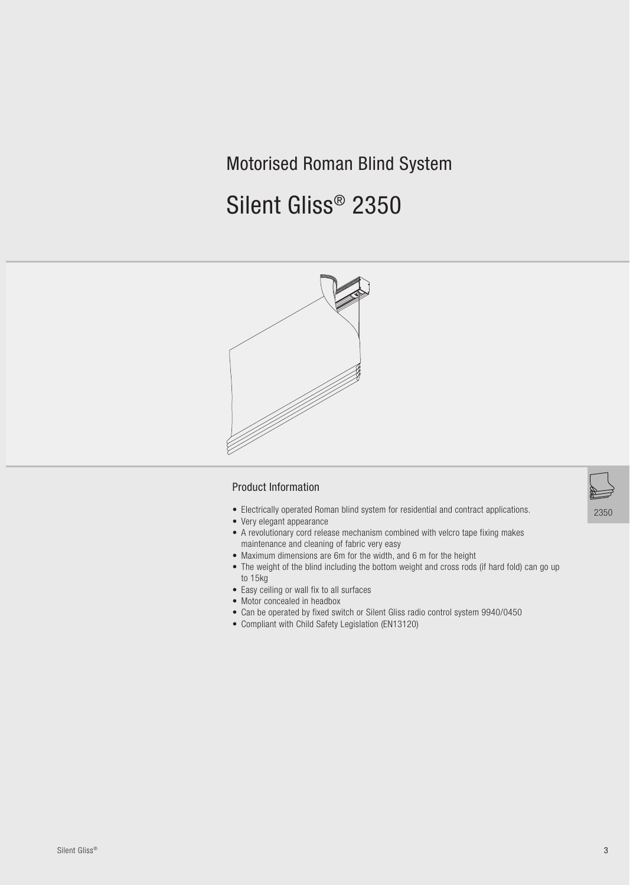# Motorised Roman Blind System

# Silent Gliss® 2350

## Product Information

- Electrically operated Roman blind system for residential and contract applications.
- Very elegant appearance
- A revolutionary cord release mechanism combined with velcro tape fixing makes maintenance and cleaning of fabric very easy
- Maximum dimensions are 6m for the width, and 6 m for the height
- The weight of the blind including the bottom weight and cross rods (if hard fold) can go up to 15kg
- Easy ceiling or wall fix to all surfaces
- Motor concealed in headbox
- Can be operated by fixed switch or Silent Gliss radio control system 9940/0450
- Compliant with Child Safety Legislation (EN13120)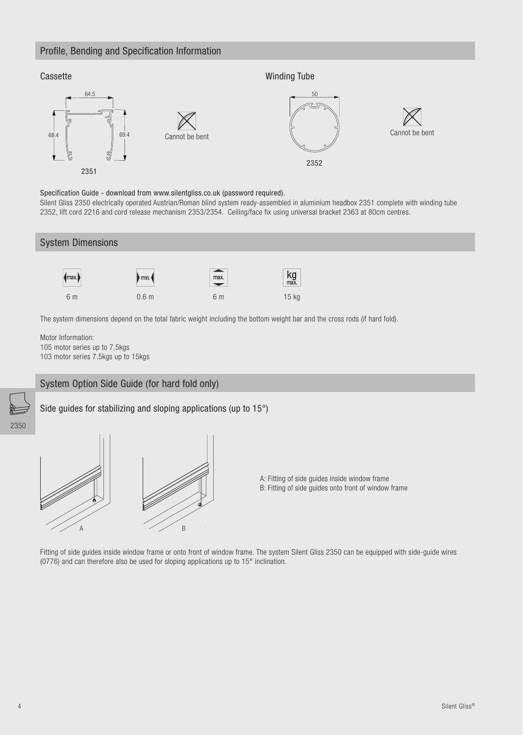## Profile, Bending and Specification Information

### Cassette

64.5

68.4

69.4

2351

Cannot be bent

### Winding Tube

50

2352

Cannot be bent

Specification Guide - download from www.silentgliss.co.uk (password required).

Silent Gliss 2350 electrically operated Austrian/Roman blind system ready-assembled in aluminium headbox 2351 complete with winding tube 2352, lift cord 2216 and cord release mechanism 2353/2354. Ceiling/face fix using universal bracket 2363 at 80cm centres.

## System Dimensions

| max. (width) | min. (width) | max. (height) | kg max. |
|---|---|---|---|
| 6 m | 0.6 m | 6 m | 15 kg |

The system dimensions depend on the total fabric weight including the bottom weight bar and the cross rods (if hard fold).

Motor Information:
105 motor series up to 7.5kgs
103 motor series 7.5kgs up to 15kgs

## System Option Side Guide (for hard fold only)

2350

Side guides for stabilizing and sloping applications (up to 15°)

A

B

A: Fitting of side guides inside window frame
B: Fitting of side guides onto front of window frame

Fitting of side guides inside window frame or onto front of window frame. The system Silent Gliss 2350 can be equipped with side-guide wires (0776) and can therefore also be used for sloping applications up to 15° inclination.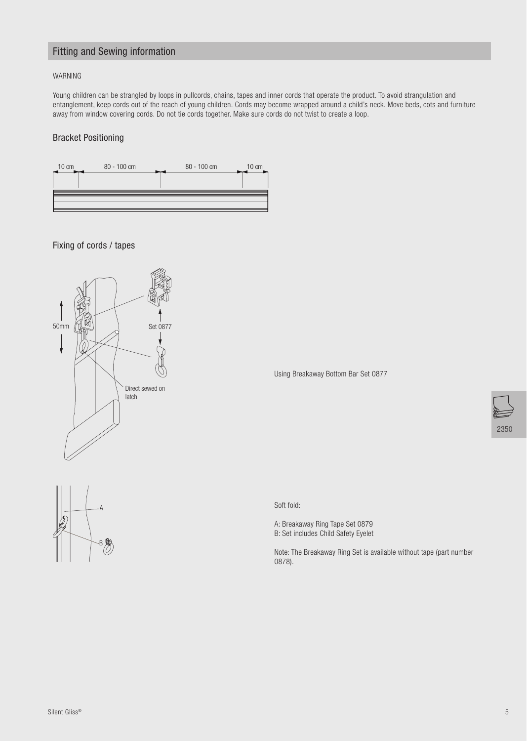## Fitting and Sewing information

WARNING

Young children can be strangled by loops in pullcords, chains, tapes and inner cords that operate the product. To avoid strangulation and entanglement, keep cords out of the reach of young children. Cords may become wrapped around a child's neck. Move beds, cots and furniture away from window covering cords. Do not tie cords together. Make sure cords do not twist to create a loop.

### Bracket Positioning

10 cm | 80 - 100 cm | 80 - 100 cm | 10 cm

### Fixing of cords / tapes

50mm

Set 0877

Direct sewed on latch

Using Breakaway Bottom Bar Set 0877

Soft fold:

A: Breakaway Ring Tape Set 0879
B: Set includes Child Safety Eyelet

Note: The Breakaway Ring Set is available without tape (part number 0878).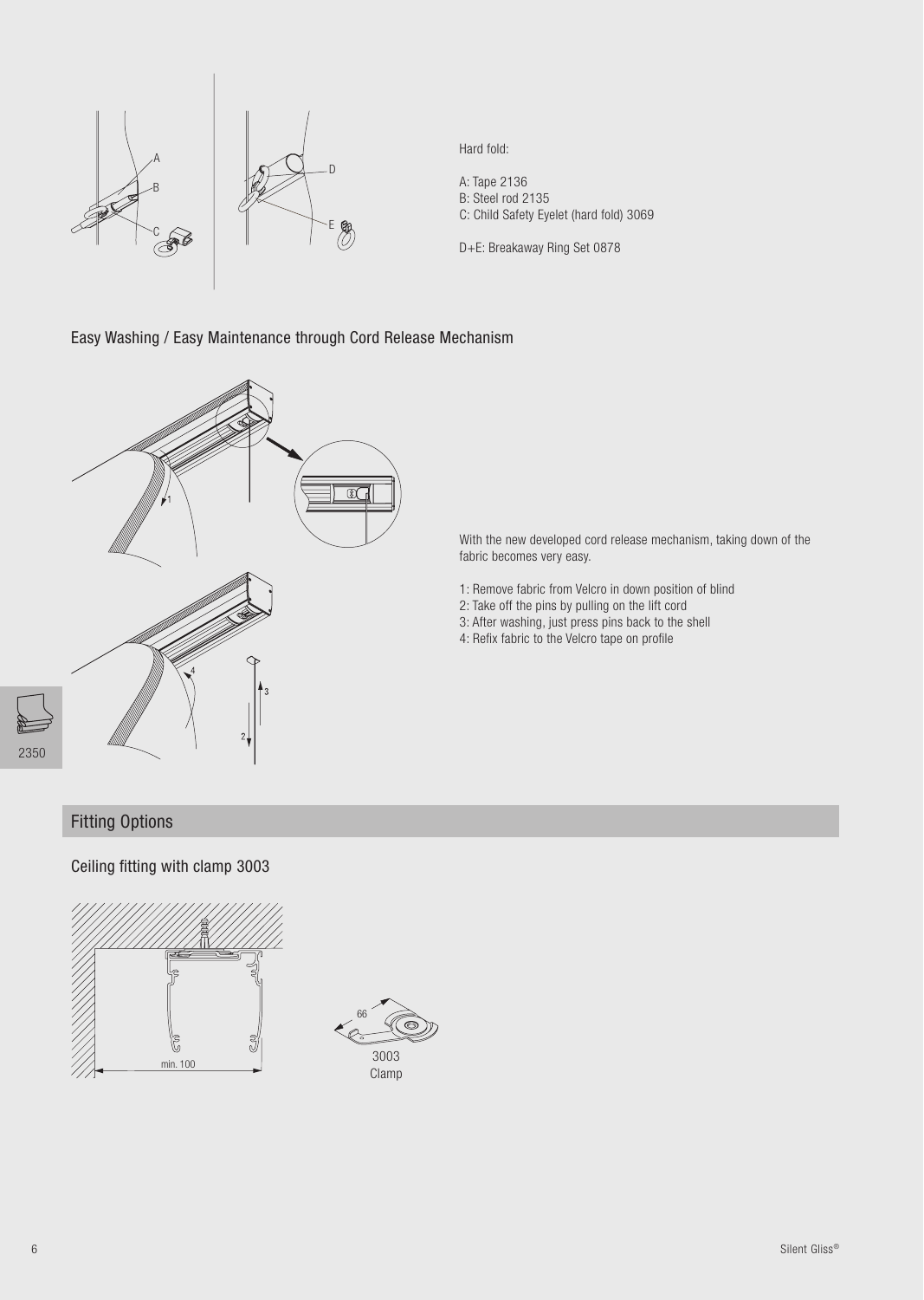Hard fold:

A: Tape 2136
B: Steel rod 2135
C: Child Safety Eyelet (hard fold) 3069

D+E: Breakaway Ring Set 0878

### Easy Washing / Easy Maintenance through Cord Release Mechanism

With the new developed cord release mechanism, taking down of the fabric becomes very easy.

1: Remove fabric from Velcro in down position of blind
2: Take off the pins by pulling on the lift cord
3: After washing, just press pins back to the shell
4: Refix fabric to the Velcro tape on profile

## Fitting Options

### Ceiling fitting with clamp 3003

min. 100

66

3003
Clamp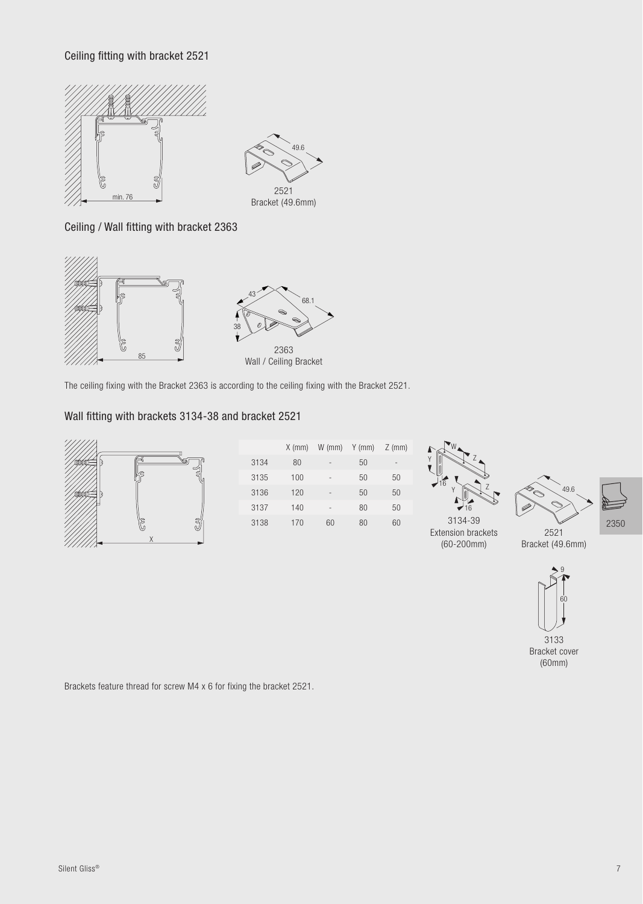## Ceiling fitting with bracket 2521

min. 76

49.6

2521
Bracket (49.6mm)

## Ceiling / Wall fitting with bracket 2363

85

43

68.1

38

2363
Wall / Ceiling Bracket

The ceiling fixing with the Bracket 2363 is according to the ceiling fixing with the Bracket 2521.

## Wall fitting with brackets 3134-38 and bracket 2521

|  | X (mm) | W (mm) | Y (mm) | Z (mm) |
|---|---|---|---|---|
| 3134 | 80 | - | 50 | - |
| 3135 | 100 | - | 50 | 50 |
| 3136 | 120 | - | 50 | 50 |
| 3137 | 140 | - | 80 | 50 |
| 3138 | 170 | 60 | 80 | 60 |

3134-39
Extension brackets
(60-200mm)

2521
Bracket (49.6mm)

3133
Bracket cover
(60mm)

Brackets feature thread for screw M4 x 6 for fixing the bracket 2521.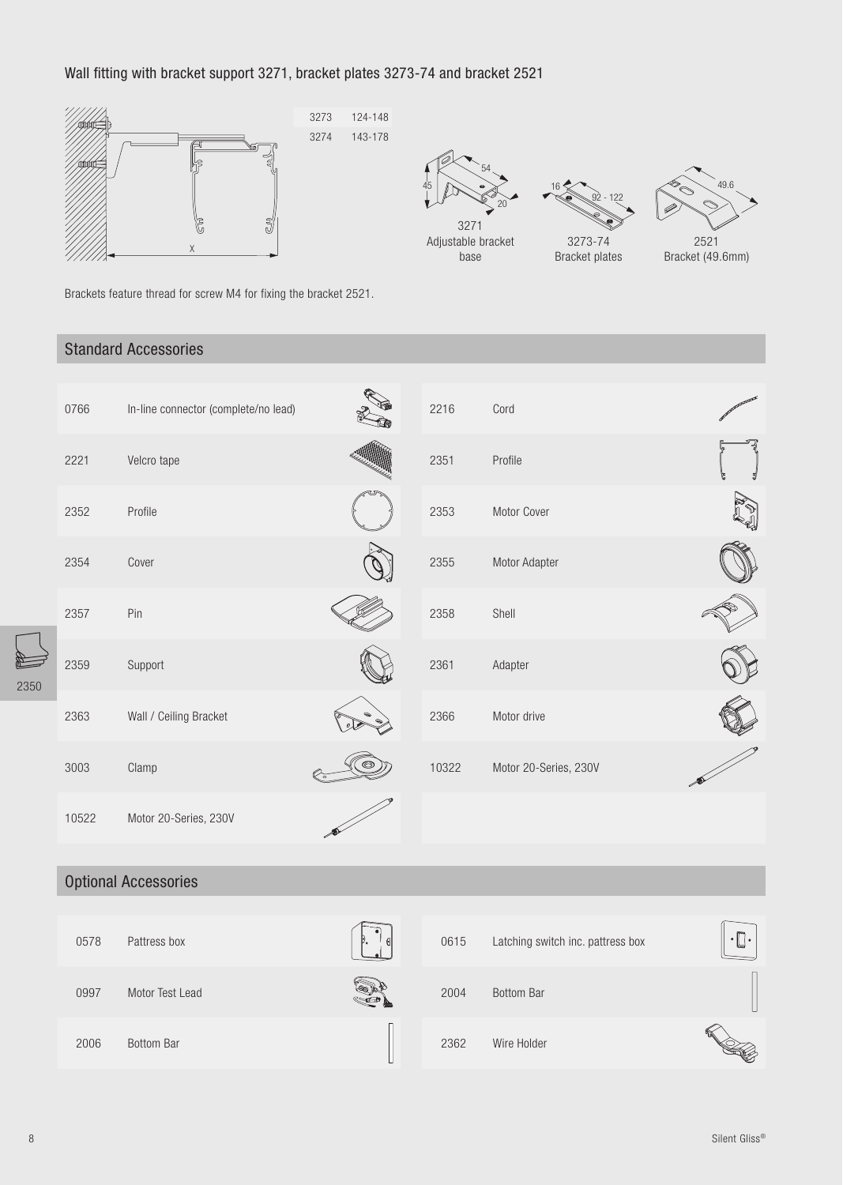## Wall fitting with bracket support 3271, bracket plates 3273-74 and bracket 2521

| | |
|---|---|
| 3273 | 124-148 |
| 3274 | 143-178 |

X

3271
Adjustable bracket base

3273-74
Bracket plates

2521
Bracket (49.6mm)

Brackets feature thread for screw M4 for fixing the bracket 2521.

## Standard Accessories

| | | | |
|---|---|---|---|
| 0766 | In-line connector (complete/no lead) | 2216 | Cord |
| 2221 | Velcro tape | 2351 | Profile |
| 2352 | Profile | 2353 | Motor Cover |
| 2354 | Cover | 2355 | Motor Adapter |
| 2357 | Pin | 2358 | Shell |
| 2359 | Support | 2361 | Adapter |
| 2363 | Wall / Ceiling Bracket | 2366 | Motor drive |
| 3003 | Clamp | 10322 | Motor 20-Series, 230V |
| 10522 | Motor 20-Series, 230V | | |

## Optional Accessories

| | | | |
|---|---|---|---|
| 0578 | Pattress box | 0615 | Latching switch inc. pattress box |
| 0997 | Motor Test Lead | 2004 | Bottom Bar |
| 2006 | Bottom Bar | 2362 | Wire Holder |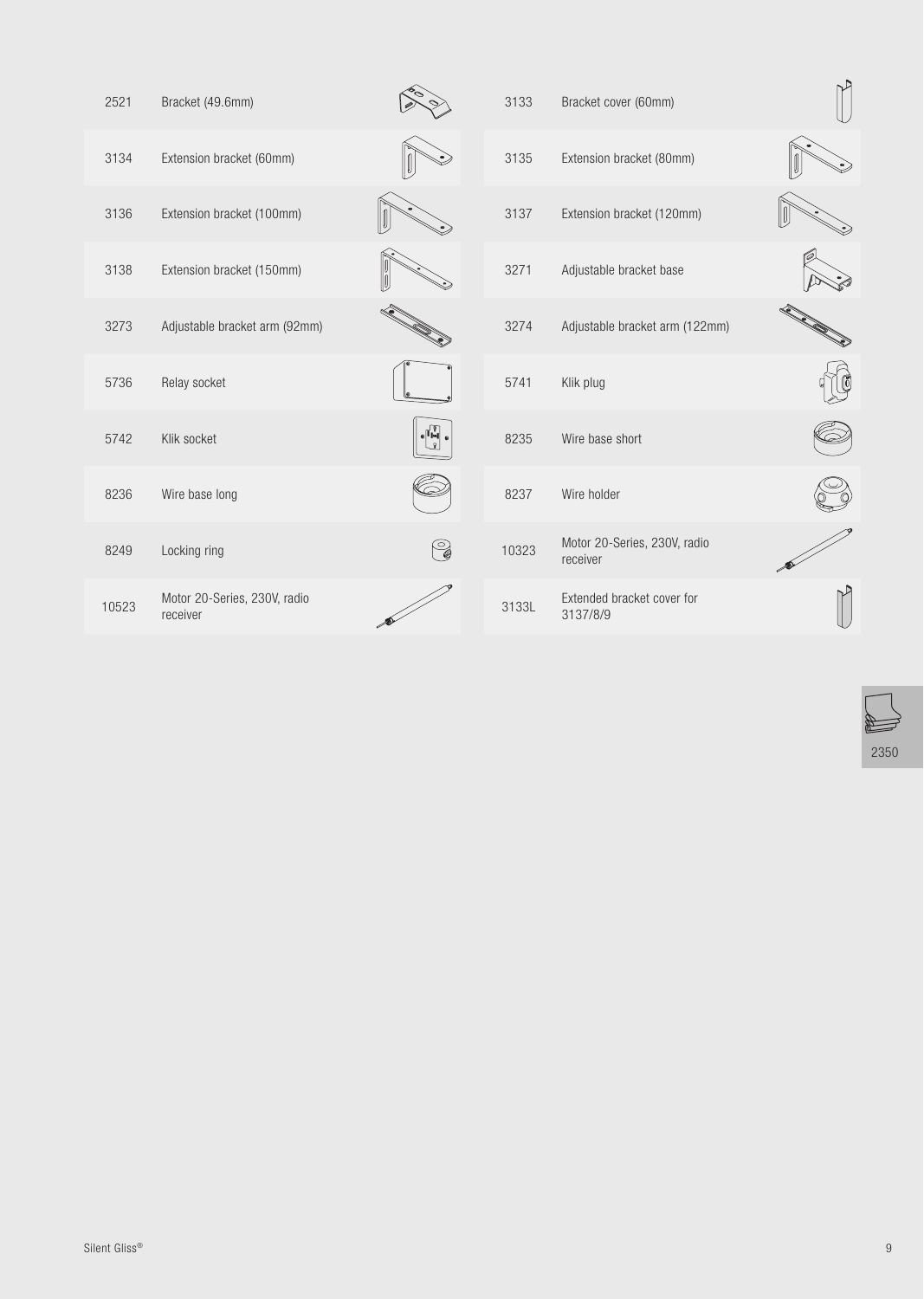| Part No. | Description | Part No. | Description |
|---|---|---|---|
| 2521 | Bracket (49.6mm) | 3133 | Bracket cover (60mm) |
| 3134 | Extension bracket (60mm) | 3135 | Extension bracket (80mm) |
| 3136 | Extension bracket (100mm) | 3137 | Extension bracket (120mm) |
| 3138 | Extension bracket (150mm) | 3271 | Adjustable bracket base |
| 3273 | Adjustable bracket arm (92mm) | 3274 | Adjustable bracket arm (122mm) |
| 5736 | Relay socket | 5741 | Klik plug |
| 5742 | Klik socket | 8235 | Wire base short |
| 8236 | Wire base long | 8237 | Wire holder |
| 8249 | Locking ring | 10323 | Motor 20-Series, 230V, radio receiver |
| 10523 | Motor 20-Series, 230V, radio receiver | 3133L | Extended bracket cover for 3137/8/9 |

2350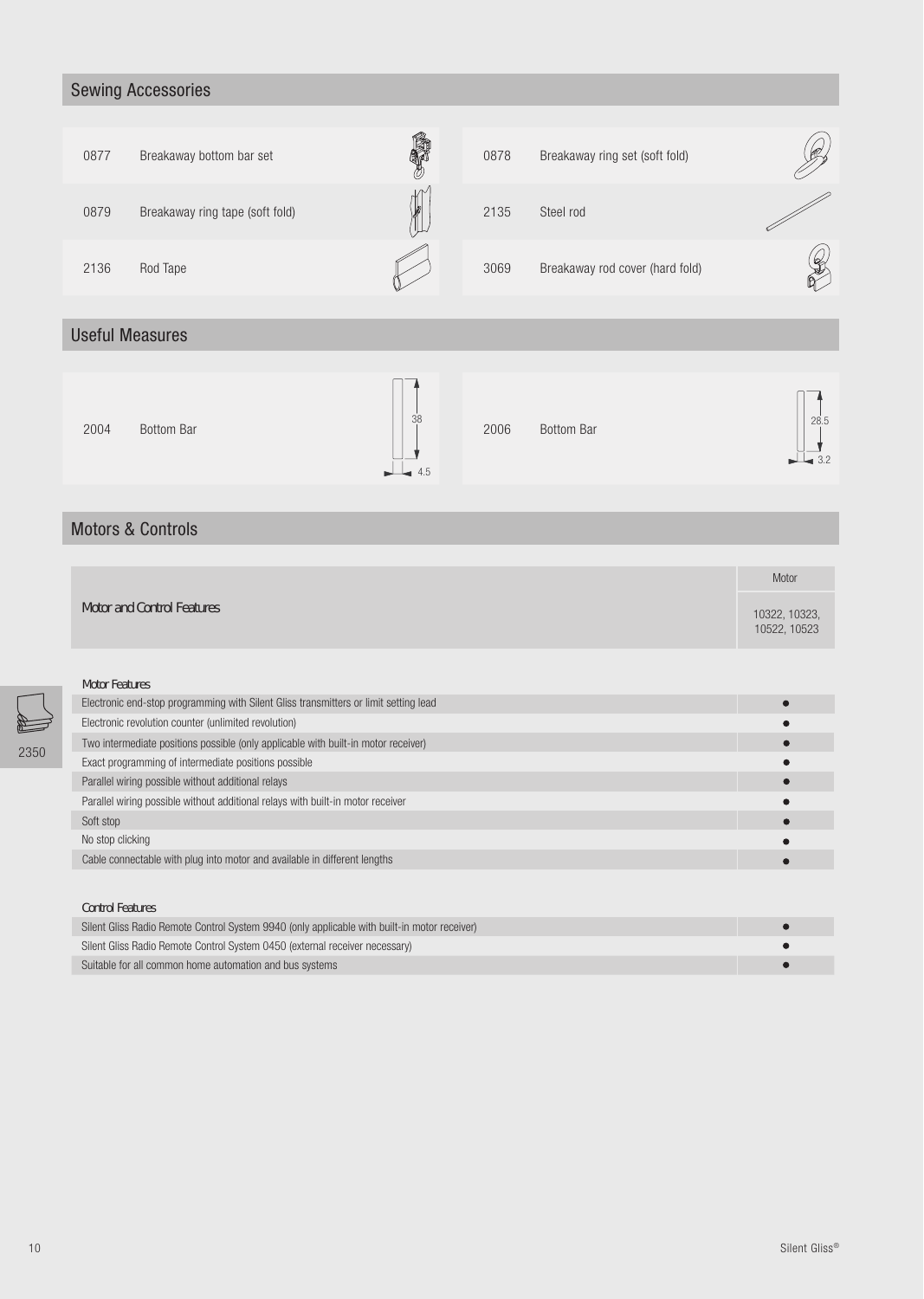## Sewing Accessories

| | | | |
|---|---|---|---|
| 0877 | Breakaway bottom bar set | 0878 | Breakaway ring set (soft fold) |
| 0879 | Breakaway ring tape (soft fold) | 2135 | Steel rod |
| 2136 | Rod Tape | 3069 | Breakaway rod cover (hard fold) |

## Useful Measures

| | | | |
|---|---|---|---|
| 2004 | Bottom Bar (38 / 4.5) | 2006 | Bottom Bar (28.5 / 3.2) |

## Motors & Controls

| Motor and Control Features | Motor: 10322, 10323, 10522, 10523 |
|---|---|
| **Motor Features** | |
| Electronic end-stop programming with Silent Gliss transmitters or limit setting lead | ● |
| Electronic revolution counter (unlimited revolution) | ● |
| Two intermediate positions possible (only applicable with built-in motor receiver) | ● |
| Exact programming of intermediate positions possible | ● |
| Parallel wiring possible without additional relays | ● |
| Parallel wiring possible without additional relays with built-in motor receiver | ● |
| Soft stop | ● |
| No stop clicking | ● |
| Cable connectable with plug into motor and available in different lengths | ● |
| **Control Features** | |
| Silent Gliss Radio Remote Control System 9940 (only applicable with built-in motor receiver) | ● |
| Silent Gliss Radio Remote Control System 0450 (external receiver necessary) | ● |
| Suitable for all common home automation and bus systems | ● |

2350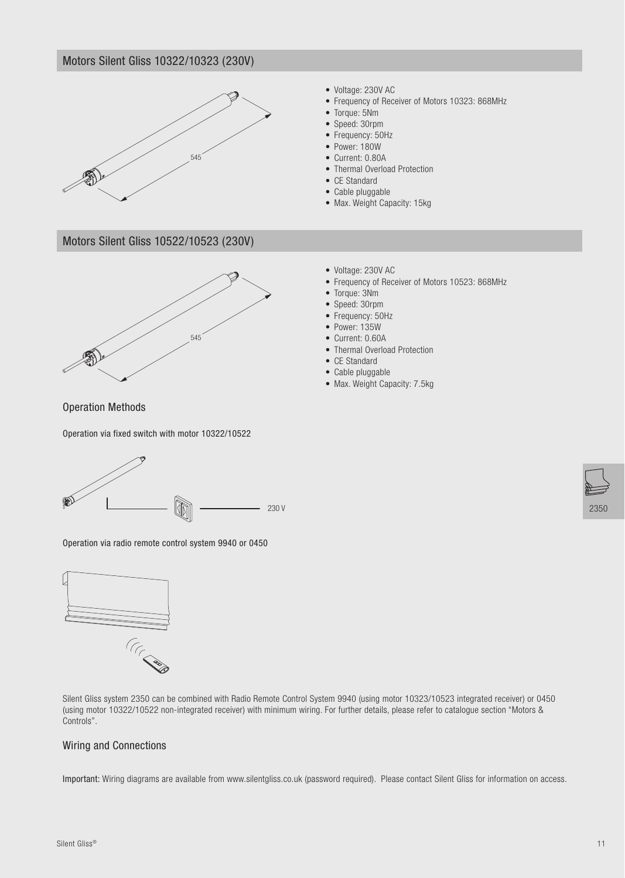## Motors Silent Gliss 10322/10323 (230V)

545

- Voltage: 230V AC
- Frequency of Receiver of Motors 10323: 868MHz
- Torque: 5Nm
- Speed: 30rpm
- Frequency: 50Hz
- Power: 180W
- Current: 0.80A
- Thermal Overload Protection
- CE Standard
- Cable pluggable
- Max. Weight Capacity: 15kg

## Motors Silent Gliss 10522/10523 (230V)

545

- Voltage: 230V AC
- Frequency of Receiver of Motors 10523: 868MHz
- Torque: 3Nm
- Speed: 30rpm
- Frequency: 50Hz
- Power: 135W
- Current: 0.60A
- Thermal Overload Protection
- CE Standard
- Cable pluggable
- Max. Weight Capacity: 7.5kg

### Operation Methods

Operation via fixed switch with motor 10322/10522

230 V

Operation via radio remote control system 9940 or 0450

Silent Gliss system 2350 can be combined with Radio Remote Control System 9940 (using motor 10323/10523 integrated receiver) or 0450 (using motor 10322/10522 non-integrated receiver) with minimum wiring. For further details, please refer to catalogue section "Motors & Controls".

### Wiring and Connections

**Important:** Wiring diagrams are available from www.silentgliss.co.uk (password required). Please contact Silent Gliss for information on access.

2350